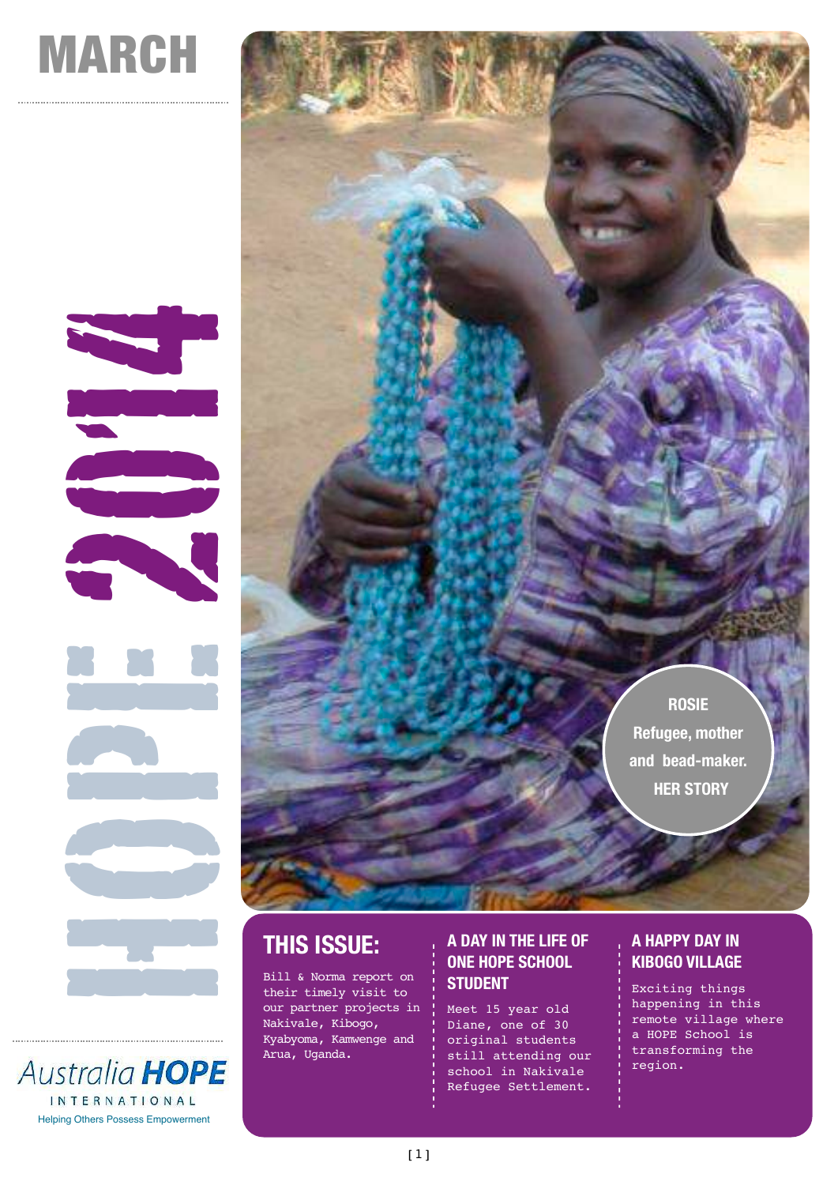# MARCH

# HOPE 2014

Australia **HOPE**

INTERNATIONAL

Helping Others Possess Empowerment

**ROSIE**
**Refugee, mother and bead-maker.**
**HER STORY**

## THIS ISSUE:

Bill & Norma report on their timely visit to our partner projects in Nakivale, Kibogo, Kyabyoma, Kamwenge and Arua, Uganda.

### A DAY IN THE LIFE OF ONE HOPE SCHOOL STUDENT

Meet 15 year old Diane, one of 30 original students still attending our school in Nakivale Refugee Settlement.

### A HAPPY DAY IN KIBOGO VILLAGE

Exciting things happening in this remote village where a HOPE School is transforming the region.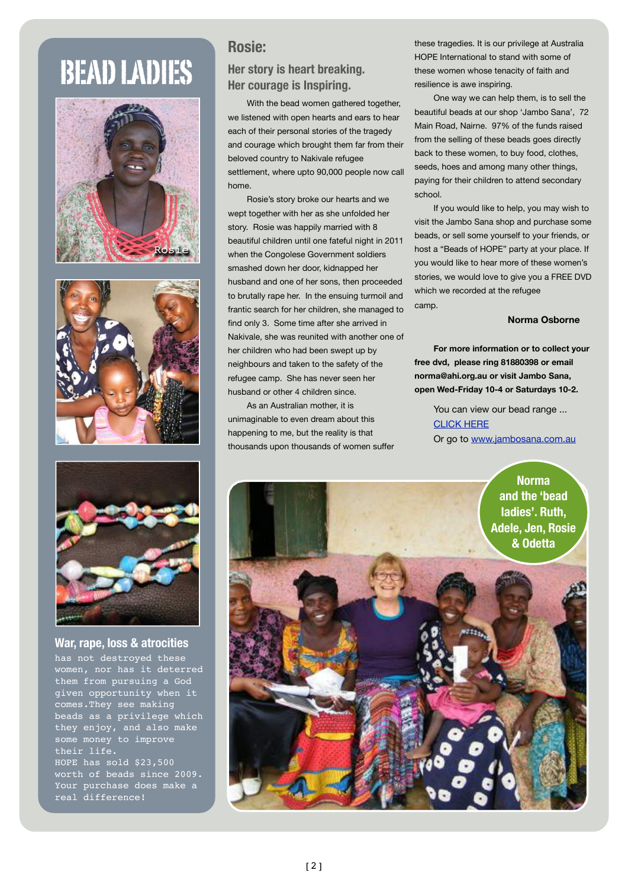# BEAD LADIES

Rosie

## War, rape, loss & atrocities

has not destroyed these women, nor has it deterred them from pursuing a God given opportunity when it comes.They see making beads as a privilege which they enjoy, and also make some money to improve their life.
HOPE has sold $23,500 worth of beads since 2009. Your purchase does make a real difference!

## Rosie:

### Her story is heart breaking. Her courage is Inspiring.

With the bead women gathered together, we listened with open hearts and ears to hear each of their personal stories of the tragedy and courage which brought them far from their beloved country to Nakivale refugee settlement, where upto 90,000 people now call home.

Rosie's story broke our hearts and we wept together with her as she unfolded her story. Rosie was happily married with 8 beautiful children until one fateful night in 2011 when the Congolese Government soldiers smashed down her door, kidnapped her husband and one of her sons, then proceeded to brutally rape her. In the ensuing turmoil and frantic search for her children, she managed to find only 3. Some time after she arrived in Nakivale, she was reunited with another one of her children who had been swept up by neighbours and taken to the safety of the refugee camp. She has never seen her husband or other 4 children since.

As an Australian mother, it is unimaginable to even dream about this happening to me, but the reality is that thousands upon thousands of women suffer these tragedies. It is our privilege at Australia HOPE International to stand with some of these women whose tenacity of faith and resilience is awe inspiring.

One way we can help them, is to sell the beautiful beads at our shop 'Jambo Sana', 72 Main Road, Nairne. 97% of the funds raised from the selling of these beads goes directly back to these women, to buy food, clothes, seeds, hoes and among many other things, paying for their children to attend secondary school.

If you would like to help, you may wish to visit the Jambo Sana shop and purchase some beads, or sell some yourself to your friends, or host a "Beads of HOPE" party at your place. If you would like to hear more of these women's stories, we would love to give you a FREE DVD which we recorded at the refugee camp.

**Norma Osborne**

**For more information or to collect your free dvd, please ring 81880398 or email norma@ahi.org.au or visit Jambo Sana, open Wed-Friday 10-4 or Saturdays 10-2.**

You can view our bead range ...
CLICK HERE
Or go to www.jambosana.com.au

Norma and the 'bead ladies'. Ruth, Adele, Jen, Rosie & Odetta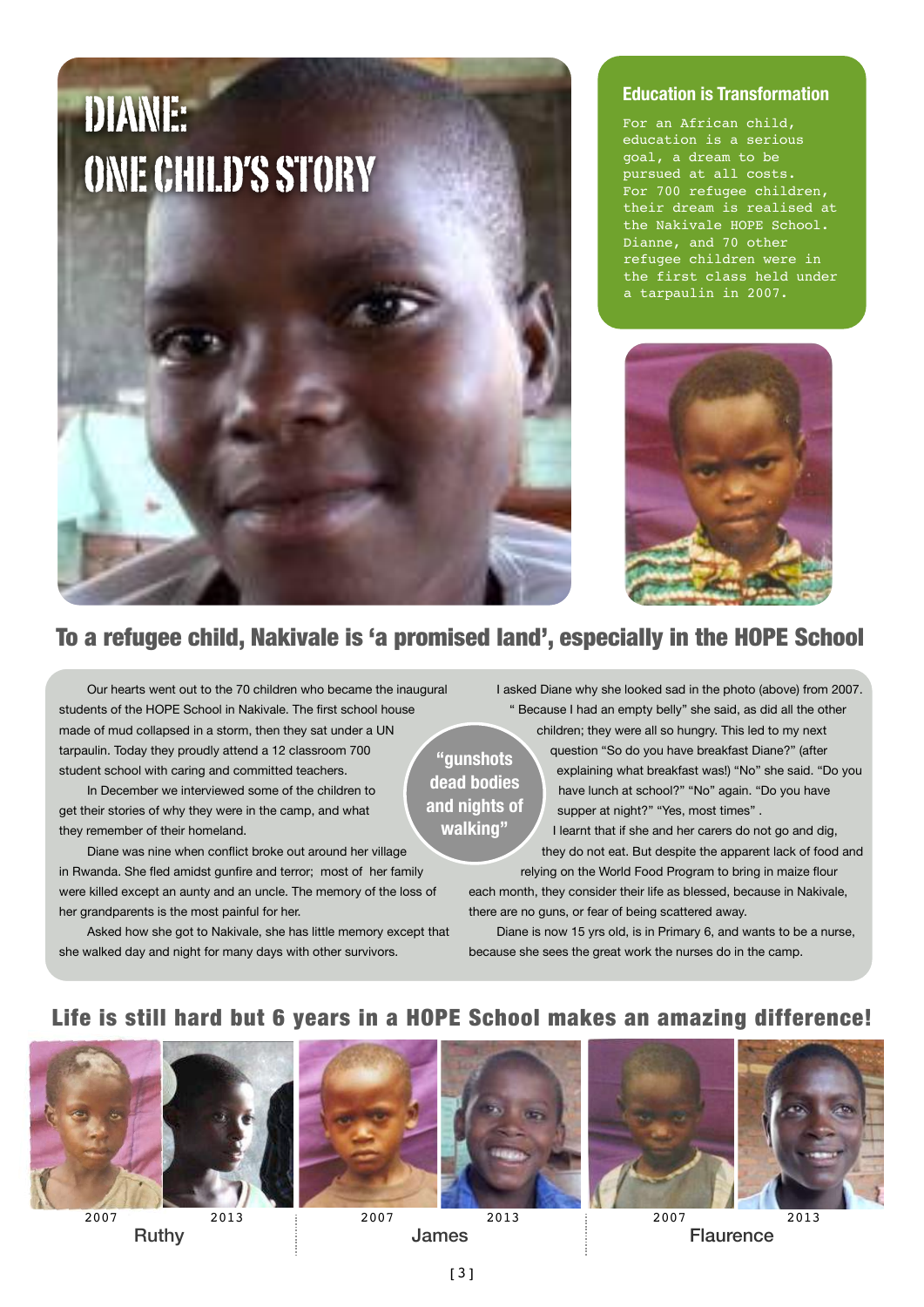# DIANE: ONE CHILD'S STORY

## Education is Transformation

For an African child, education is a serious goal, a dream to be pursued at all costs. For 700 refugee children, their dream is realised at the Nakivale HOPE School. Dianne, and 70 other refugee children were in the first class held under a tarpaulin in 2007.

## To a refugee child, Nakivale is 'a promised land', especially in the HOPE School

Our hearts went out to the 70 children who became the inaugural students of the HOPE School in Nakivale. The first school house made of mud collapsed in a storm, then they sat under a UN tarpaulin. Today they proudly attend a 12 classroom 700 student school with caring and committed teachers.

In December we interviewed some of the children to get their stories of why they were in the camp, and what they remember of their homeland.

Diane was nine when conflict broke out around her village in Rwanda. She fled amidst gunfire and terror; most of her family were killed except an aunty and an uncle. The memory of the loss of her grandparents is the most painful for her.

Asked how she got to Nakivale, she has little memory except that she walked day and night for many days with other survivors.

> "gunshots dead bodies and nights of walking"

I asked Diane why she looked sad in the photo (above) from 2007. " Because I had an empty belly" she said, as did all the other children; they were all so hungry. This led to my next question "So do you have breakfast Diane?" (after explaining what breakfast was!) "No" she said. "Do you have lunch at school?" "No" again. "Do you have supper at night?" "Yes, most times" .

I learnt that if she and her carers do not go and dig, they do not eat. But despite the apparent lack of food and relying on the World Food Program to bring in maize flour each month, they consider their life as blessed, because in Nakivale, there are no guns, or fear of being scattered away.

Diane is now 15 yrs old, is in Primary 6, and wants to be a nurse, because she sees the great work the nurses do in the camp.

## Life is still hard but 6 years in a HOPE School makes an amazing difference!

2007 2013
Ruthy

2007 2013
James

2007 2013
Flaurence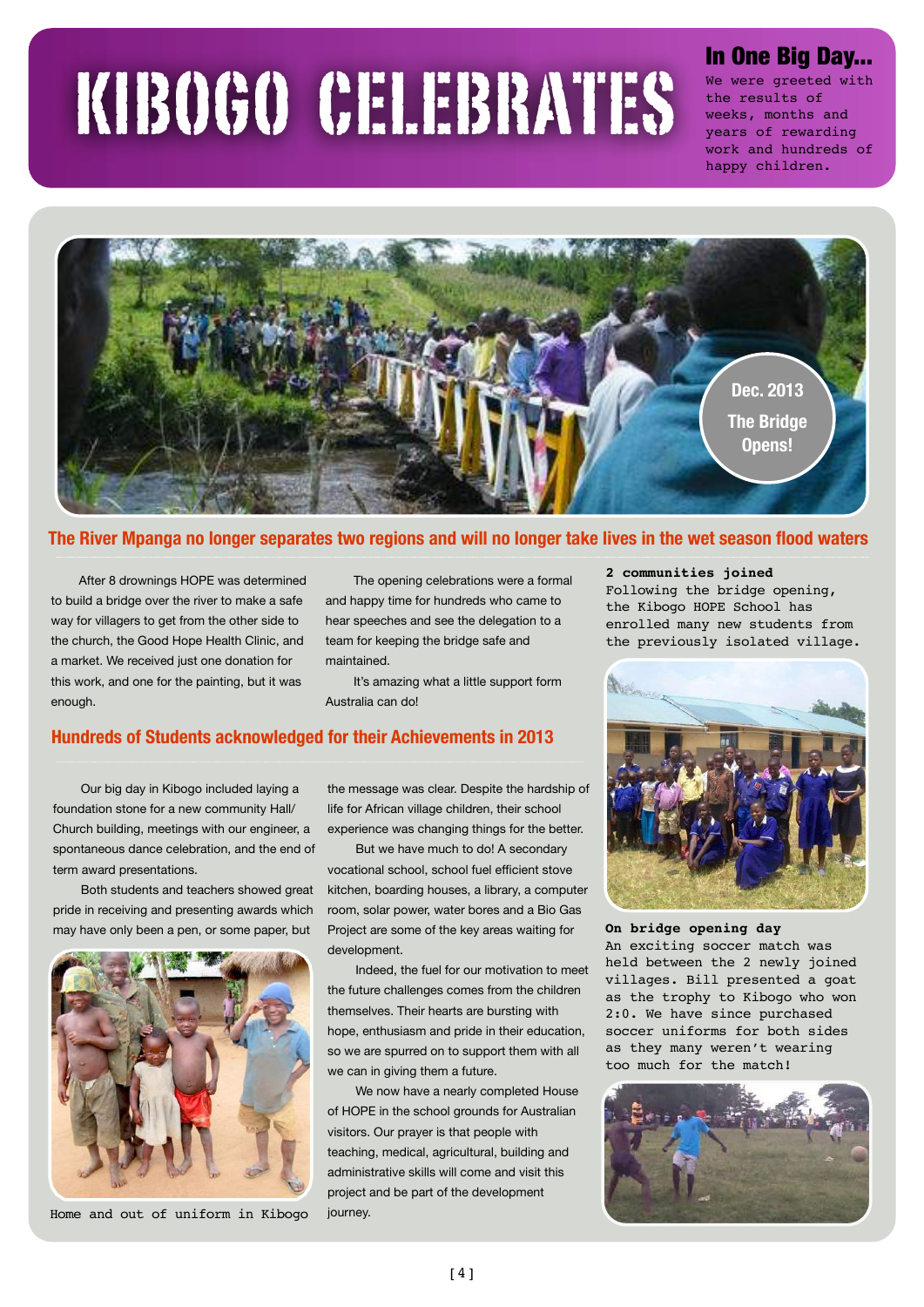# KIBOGO CELEBRATES

## In One Big Day...

We were greeted with the results of weeks, months and years of rewarding work and hundreds of happy children.

Dec. 2013
The Bridge Opens!

## The River Mpanga no longer separates two regions and will no longer take lives in the wet season flood waters

After 8 drownings HOPE was determined to build a bridge over the river to make a safe way for villagers to get from the other side to the church, the Good Hope Health Clinic, and a market. We received just one donation for this work, and one for the painting, but it was enough.

The opening celebrations were a formal and happy time for hundreds who came to hear speeches and see the delegation to a team for keeping the bridge safe and maintained.

It's amazing what a little support form Australia can do!

**2 communities joined**
Following the bridge opening, the Kibogo HOPE School has enrolled many new students from the previously isolated village.

## Hundreds of Students acknowledged for their Achievements in 2013

Our big day in Kibogo included laying a foundation stone for a new community Hall/ Church building, meetings with our engineer, a spontaneous dance celebration, and the end of term award presentations.

Both students and teachers showed great pride in receiving and presenting awards which may have only been a pen, or some paper, but the message was clear. Despite the hardship of life for African village children, their school experience was changing things for the better.

But we have much to do! A secondary vocational school, school fuel efficient stove kitchen, boarding houses, a library, a computer room, solar power, water bores and a Bio Gas Project are some of the key areas waiting for development.

Indeed, the fuel for our motivation to meet the future challenges comes from the children themselves. Their hearts are bursting with hope, enthusiasm and pride in their education, so we are spurred on to support them with all we can in giving them a future.

We now have a nearly completed House of HOPE in the school grounds for Australian visitors. Our prayer is that people with teaching, medical, agricultural, building and administrative skills will come and visit this project and be part of the development journey.

Home and out of uniform in Kibogo

**On bridge opening day**
An exciting soccer match was held between the 2 newly joined villages. Bill presented a goat as the trophy to Kibogo who won 2:0. We have since purchased soccer uniforms for both sides as they many weren't wearing too much for the match!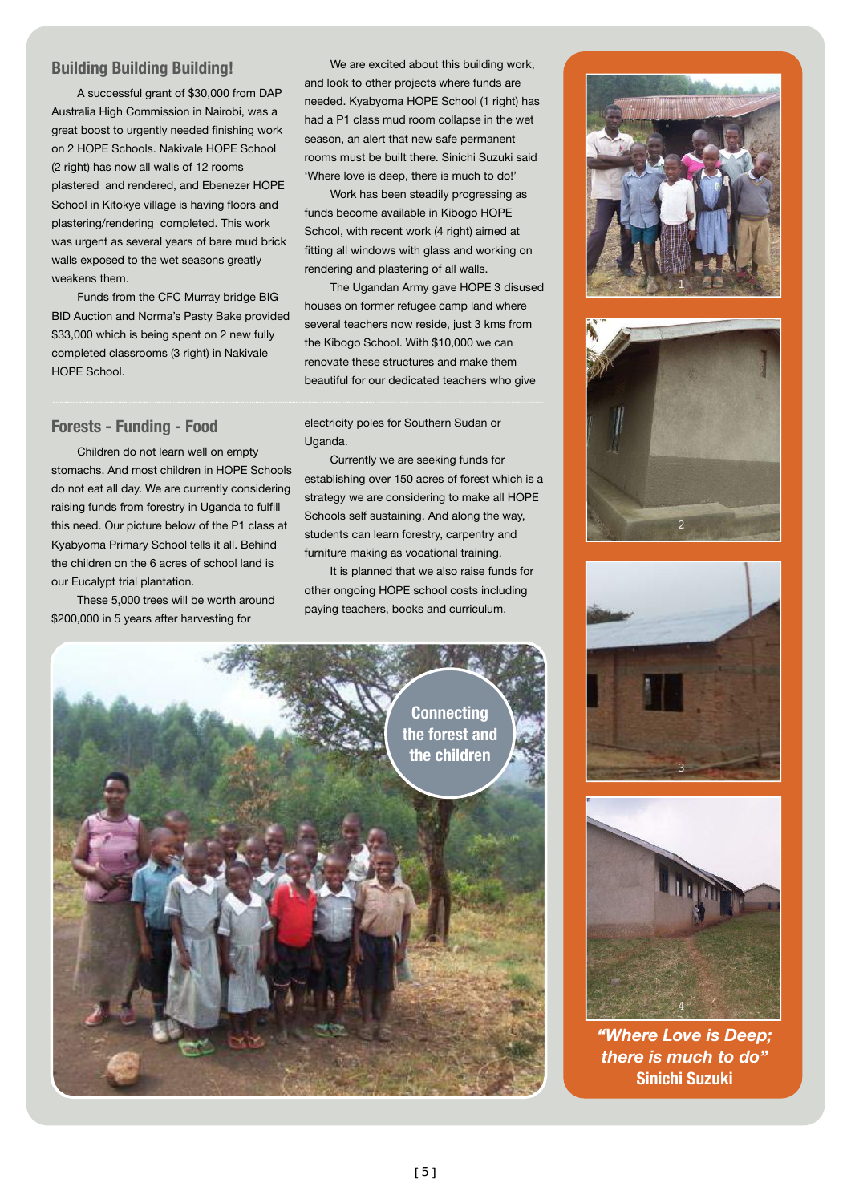## Building Building Building!

A successful grant of $30,000 from DAP Australia High Commission in Nairobi, was a great boost to urgently needed finishing work on 2 HOPE Schools. Nakivale HOPE School (2 right) has now all walls of 12 rooms plastered and rendered, and Ebenezer HOPE School in Kitokye village is having floors and plastering/rendering completed. This work was urgent as several years of bare mud brick walls exposed to the wet seasons greatly weakens them.

Funds from the CFC Murray bridge BIG BID Auction and Norma's Pasty Bake provided $33,000 which is being spent on 2 new fully completed classrooms (3 right) in Nakivale HOPE School.

We are excited about this building work, and look to other projects where funds are needed. Kyabyoma HOPE School (1 right) has had a P1 class mud room collapse in the wet season, an alert that new safe permanent rooms must be built there. Sinichi Suzuki said 'Where love is deep, there is much to do!'

Work has been steadily progressing as funds become available in Kibogo HOPE School, with recent work (4 right) aimed at fitting all windows with glass and working on rendering and plastering of all walls.

The Ugandan Army gave HOPE 3 disused houses on former refugee camp land where several teachers now reside, just 3 kms from the Kibogo School. With $10,000 we can renovate these structures and make them beautiful for our dedicated teachers who give

## Forests - Funding - Food

Children do not learn well on empty stomachs. And most children in HOPE Schools do not eat all day. We are currently considering raising funds from forestry in Uganda to fulfill this need. Our picture below of the P1 class at Kyabyoma Primary School tells it all. Behind the children on the 6 acres of school land is our Eucalypt trial plantation.

These 5,000 trees will be worth around $200,000 in 5 years after harvesting for electricity poles for Southern Sudan or Uganda.

Currently we are seeking funds for establishing over 150 acres of forest which is a strategy we are considering to make all HOPE Schools self sustaining. And along the way, students can learn forestry, carpentry and furniture making as vocational training.

It is planned that we also raise funds for other ongoing HOPE school costs including paying teachers, books and curriculum.

Connecting the forest and the children

1

2

3

4

***"Where Love is Deep; there is much to do"***
**Sinichi Suzuki**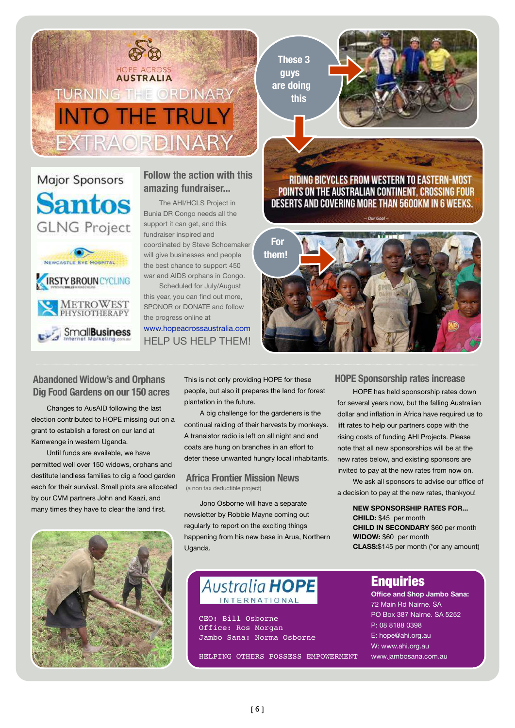HOPE ACROSS AUSTRALIA

TURNING THE ORDINARY INTO THE TRULY EXTRAORDINARY

These 3 guys are doing this

RIDING BICYCLES FROM WESTERN TO EASTERN-MOST POINTS ON THE AUSTRALIAN CONTINENT, CROSSING FOUR DESERTS AND COVERING MORE THAN 5600KM IN 6 WEEKS.

– Our Goal –

For them!

Major Sponsors

Santos GLNG Project

Newcastle Eye Hospital

Kirsty Broun Cycling

MetroWest Physiotherapy

SmallBusiness Internet Marketing

## Follow the action with this amazing fundraiser...

The AHI/HCLS Project in Bunia DR Congo needs all the support it can get, and this fundraiser inspired and coordinated by Steve Schoemaker will give businesses and people the best chance to support 450 war and AIDS orphans in Congo.

Scheduled for July/August this year, you can find out more, SPONOR or DONATE and follow the progress online at www.hopeacrossaustralia.com

HELP US HELP THEM!

## Abandoned Widow's and Orphans Dig Food Gardens on our 150 acres

Changes to AusAID following the last election contributed to HOPE missing out on a grant to establish a forest on our land at Kamwenge in western Uganda.

Until funds are available, we have permitted well over 150 widows, orphans and destitute landless families to dig a food garden each for their survival. Small plots are allocated by our CVM partners John and Kaazi, and many times they have to clear the land first.

This is not only providing HOPE for these people, but also it prepares the land for forest plantation in the future.

A big challenge for the gardeners is the continual raiding of their harvests by monkeys. A transistor radio is left on all night and and coats are hung on branches in an effort to deter these unwanted hungry local inhabitants.

## Africa Frontier Mission News

(a non tax deductible project)

Jono Osborne will have a separate newsletter by Robbie Mayne coming out regularly to report on the exciting things happening from his new base in Arua, Northern Uganda.

## HOPE Sponsorship rates increase

HOPE has held sponsorship rates down for several years now, but the falling Australian dollar and inflation in Africa have required us to lift rates to help our partners cope with the rising costs of funding AHI Projects. Please note that all new sponsorships will be at the new rates below, and existing sponsors are invited to pay at the new rates from now on.

We ask all sponsors to advise our office of a decision to pay at the new rates, thankyou!

**NEW SPONSORSHIP RATES FOR...**
**CHILD:** $45 per month
**CHILD IN SECONDARY** $60 per month
**WIDOW:** $60 per month
**CLASS:** $145 per month (*or any amount)

Australia HOPE INTERNATIONAL

CEO: Bill Osborne
Office: Ros Morgan
Jambo Sana: Norma Osborne

HELPING OTHERS POSSESS EMPOWERMENT

## Enquiries

**Office and Shop Jambo Sana:**
72 Main Rd Nairne. SA
PO Box 387 Nairne. SA 5252
P: 08 8188 0398
E: hope@ahi.org.au
W: www.ahi.org.au
www.jambosana.com.au